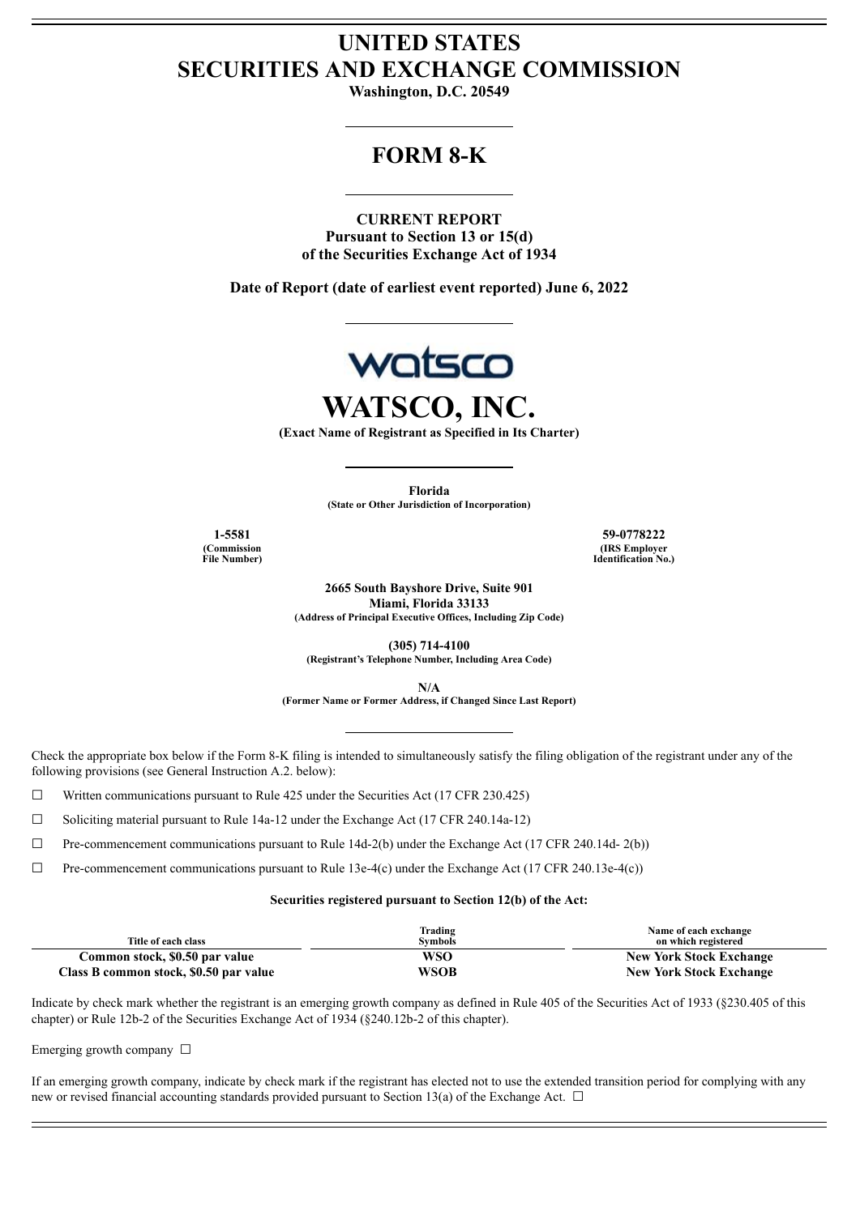# UNITED STATES
# SECURITIES AND EXCHANGE COMMISSION

**Washington, D.C. 20549**

## FORM 8-K

**CURRENT REPORT**
**Pursuant to Section 13 or 15(d)**
**of the Securities Exchange Act of 1934**

**Date of Report (date of earliest event reported) June 6, 2022**

# WATSCO, INC.

**(Exact Name of Registrant as Specified in Its Charter)**

**Florida**
**(State or Other Jurisdiction of Incorporation)**

| **1-5581** | **59-0778222** |
|---|---|
| **(Commission File Number)** | **(IRS Employer Identification No.)** |

**2665 South Bayshore Drive, Suite 901**
**Miami, Florida 33133**
**(Address of Principal Executive Offices, Including Zip Code)**

**(305) 714-4100**
**(Registrant's Telephone Number, Including Area Code)**

**N/A**
**(Former Name or Former Address, if Changed Since Last Report)**

Check the appropriate box below if the Form 8-K filing is intended to simultaneously satisfy the filing obligation of the registrant under any of the following provisions (see General Instruction A.2. below):

☐ Written communications pursuant to Rule 425 under the Securities Act (17 CFR 230.425)

☐ Soliciting material pursuant to Rule 14a-12 under the Exchange Act (17 CFR 240.14a-12)

☐ Pre-commencement communications pursuant to Rule 14d-2(b) under the Exchange Act (17 CFR 240.14d- 2(b))

☐ Pre-commencement communications pursuant to Rule 13e-4(c) under the Exchange Act (17 CFR 240.13e-4(c))

**Securities registered pursuant to Section 12(b) of the Act:**

| Title of each class | Trading Symbols | Name of each exchange on which registered |
|---|---|---|
| **Common stock, $0.50 par value** | **WSO** | **New York Stock Exchange** |
| **Class B common stock, $0.50 par value** | **WSOB** | **New York Stock Exchange** |

Indicate by check mark whether the registrant is an emerging growth company as defined in Rule 405 of the Securities Act of 1933 (§230.405 of this chapter) or Rule 12b-2 of the Securities Exchange Act of 1934 (§240.12b-2 of this chapter).

Emerging growth company ☐

If an emerging growth company, indicate by check mark if the registrant has elected not to use the extended transition period for complying with any new or revised financial accounting standards provided pursuant to Section 13(a) of the Exchange Act. ☐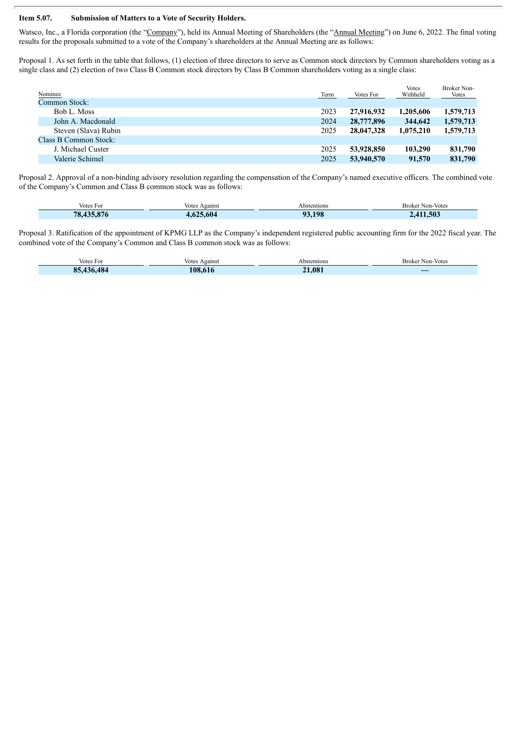**Item 5.07. Submission of Matters to a Vote of Security Holders.**

Watsco, Inc., a Florida corporation (the "Company"), held its Annual Meeting of Shareholders (the "Annual Meeting") on June 6, 2022. The final voting results for the proposals submitted to a vote of the Company's shareholders at the Annual Meeting are as follows:

Proposal 1. As set forth in the table that follows, (1) election of three directors to serve as Common stock directors by Common shareholders voting as a single class and (2) election of two Class B Common stock directors by Class B Common shareholders voting as a single class:

| Nominee | Term | Votes For | Votes Withheld | Broker Non-Votes |
|---|---|---|---|---|
| Common Stock: | | | | |
| Bob L. Moss | 2023 | **27,916,932** | **1,205,606** | **1,579,713** |
| John A. Macdonald | 2024 | **28,777,896** | **344,642** | **1,579,713** |
| Steven (Slava) Rubin | 2025 | **28,047,328** | **1,075,210** | **1,579,713** |
| Class B Common Stock: | | | | |
| J. Michael Custer | 2025 | **53,928,850** | **103,290** | **831,790** |
| Valerie Schimel | 2025 | **53,940,570** | **91,570** | **831,790** |

Proposal 2. Approval of a non-binding advisory resolution regarding the compensation of the Company's named executive officers. The combined vote of the Company's Common and Class B common stock was as follows:

| Votes For | Votes Against | Abstentions | Broker Non-Votes |
|---|---|---|---|
| **78,435,876** | **4,625,604** | **93,198** | **2,411,503** |

Proposal 3. Ratification of the appointment of KPMG LLP as the Company's independent registered public accounting firm for the 2022 fiscal year. The combined vote of the Company's Common and Class B common stock was as follows:

| Votes For | Votes Against | Abstentions | Broker Non-Votes |
|---|---|---|---|
| **85,436,484** | **108,616** | **21,081** | **—** |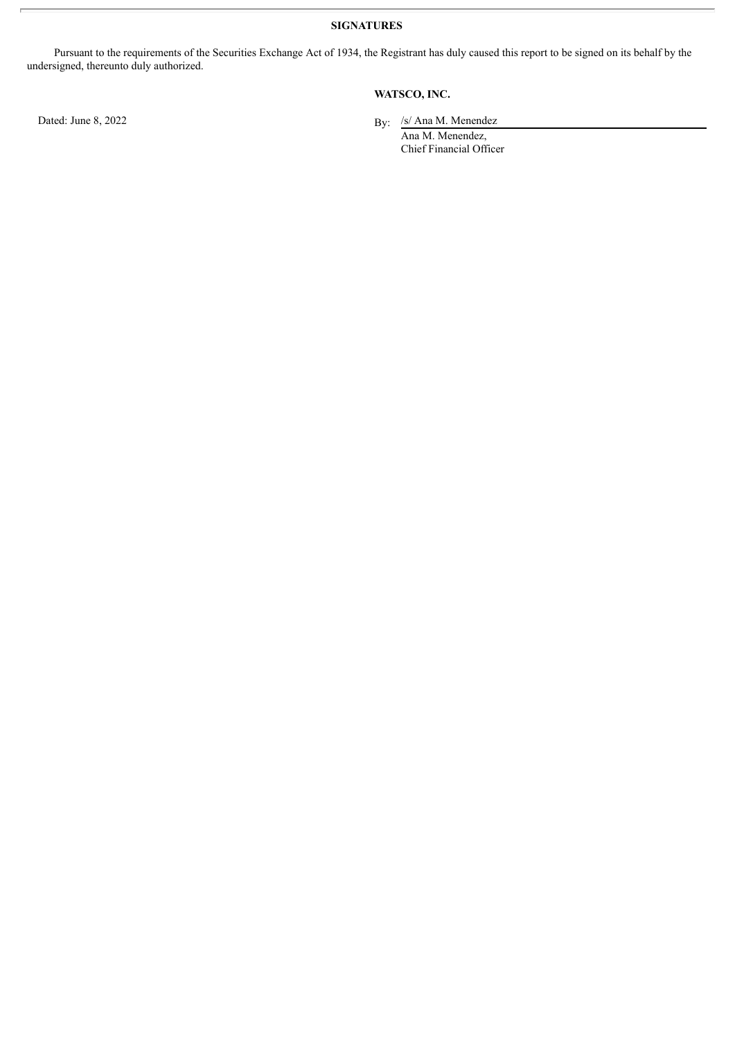**SIGNATURES**

Pursuant to the requirements of the Securities Exchange Act of 1934, the Registrant has duly caused this report to be signed on its behalf by the undersigned, thereunto duly authorized.

**WATSCO, INC.**

Dated: June 8, 2022

By: /s/ Ana M. Menendez

Ana M. Menendez,
Chief Financial Officer